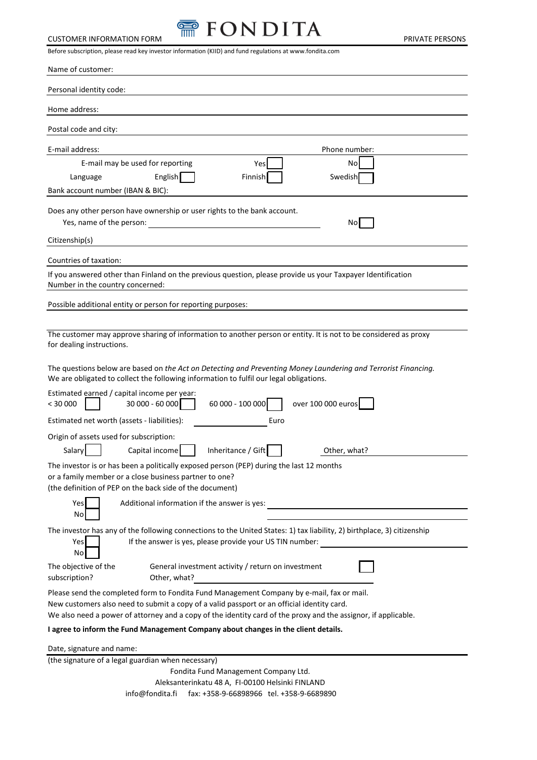CUSTOMER INFORMATION FORM

# FONDITA

PRIVATE PERSONS

Before subscription, please read key investor information (KIID) and fund regulations at www.fondita.com

Name of customer:

Personal identity code:

Home address:

Postal code and city:

E-mail address: Phone number:

E-mail may be used for reporting Yes ☐ No ☐

Language English ☐ Finnish ☐ Swedish ☐

Bank account number (IBAN & BIC):

Does any other person have ownership or user rights to the bank account.

Yes, name of the person: No ☐

Citizenship(s)

Countries of taxation:

If you answered other than Finland on the previous question, please provide us your Taxpayer Identification Number in the country concerned:

Possible additional entity or person for reporting purposes:

The customer may approve sharing of information to another person or entity. It is not to be considered as proxy for dealing instructions.

The questions below are based on *the Act on Detecting and Preventing Money Laundering and Terrorist Financing.* We are obligated to collect the following information to fulfil our legal obligations.

Estimated earned / capital income per year:

< 30 000 ☐ 30 000 - 60 000 ☐ 60 000 - 100 000 ☐ over 100 000 euros ☐

Estimated net worth (assets - liabilities): Euro

Origin of assets used for subscription:

Salary ☐ Capital income ☐ Inheritance / Gift ☐ Other, what?

The investor is or has been a politically exposed person (PEP) during the last 12 months or a family member or a close business partner to one?
(the definition of PEP on the back side of the document)

Yes ☐ Additional information if the answer is yes:
No ☐

The investor has any of the following connections to the United States: 1) tax liability, 2) birthplace, 3) citizenship

Yes ☐ If the answer is yes, please provide your US TIN number:
No ☐

The objective of the subscription? General investment activity / return on investment ☐
Other, what?

Please send the completed form to Fondita Fund Management Company by e-mail, fax or mail.
New customers also need to submit a copy of a valid passport or an official identity card.
We also need a power of attorney and a copy of the identity card of the proxy and the assignor, if applicable.

**I agree to inform the Fund Management Company about changes in the client details.**

Date, signature and name:

(the signature of a legal guardian when necessary)

Fondita Fund Management Company Ltd.
Aleksanterinkatu 48 A, FI-00100 Helsinki FINLAND
info@fondita.fi fax: +358-9-66898966 tel. +358-9-6689890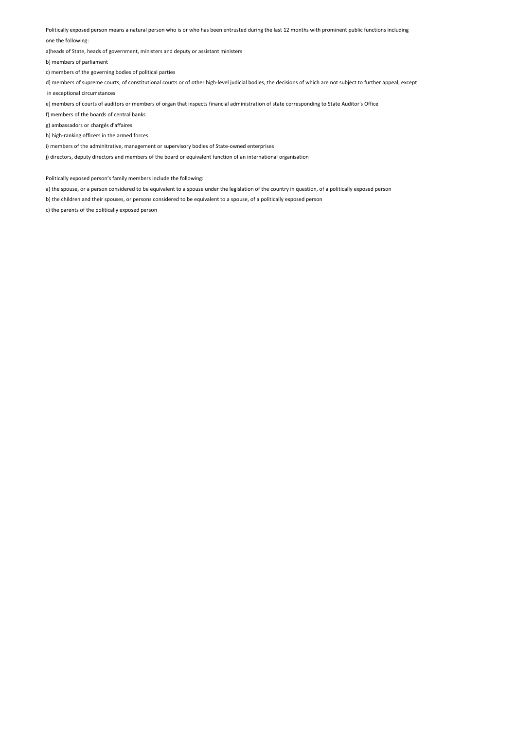Politically exposed person means a natural person who is or who has been entrusted during the last 12 months with prominent public functions including one the following:

a)heads of State, heads of government, ministers and deputy or assistant ministers

b) members of parliament

c) members of the governing bodies of political parties

d) members of supreme courts, of constitutional courts or of other high-level judicial bodies, the decisions of which are not subject to further appeal, except in exceptional circumstances

e) members of courts of auditors or members of organ that inspects financial administration of state corresponding to State Auditor's Office

f) members of the boards of central banks

g) ambassadors or chargés d'affaires

h) high-ranking officers in the armed forces

i) members of the adminitrative, management or supervisory bodies of State-owned enterprises

j) directors, deputy directors and members of the board or equivalent function of an international organisation

Politically exposed person's family members include the following:

a) the spouse, or a person considered to be equivalent to a spouse under the legislation of the country in question, of a politically exposed person

b) the children and their spouses, or persons considered to be equivalent to a spouse, of a politically exposed person

c) the parents of the politically exposed person